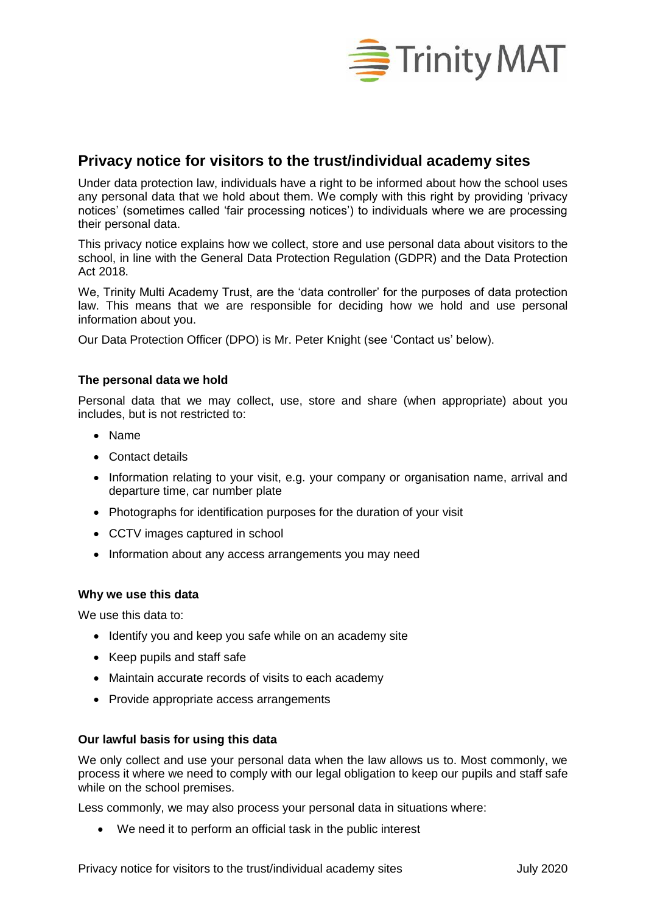# Privacy notice for visitors to the trust/individual academy sites

Under data protection law, individuals have a right to be informed about how the school uses any personal data that we hold about them. We comply with this right by providing 'privacy notices' (sometimes called 'fair processing notices') to individuals where we are processing their personal data.

This privacy notice explains how we collect, store and use personal data about visitors to the school, in line with the General Data Protection Regulation (GDPR) and the Data Protection Act 2018.

We, Trinity Multi Academy Trust, are the 'data controller' for the purposes of data protection law. This means that we are responsible for deciding how we hold and use personal information about you.

Our Data Protection Officer (DPO) is Mr. Peter Knight (see 'Contact us' below).

### The personal data we hold

Personal data that we may collect, use, store and share (when appropriate) about you includes, but is not restricted to:

- Name
- Contact details
- Information relating to your visit, e.g. your company or organisation name, arrival and departure time, car number plate
- Photographs for identification purposes for the duration of your visit
- CCTV images captured in school
- Information about any access arrangements you may need

### Why we use this data

We use this data to:

- Identify you and keep you safe while on an academy site
- Keep pupils and staff safe
- Maintain accurate records of visits to each academy
- Provide appropriate access arrangements

### Our lawful basis for using this data

We only collect and use your personal data when the law allows us to. Most commonly, we process it where we need to comply with our legal obligation to keep our pupils and staff safe while on the school premises.

Less commonly, we may also process your personal data in situations where:

- We need it to perform an official task in the public interest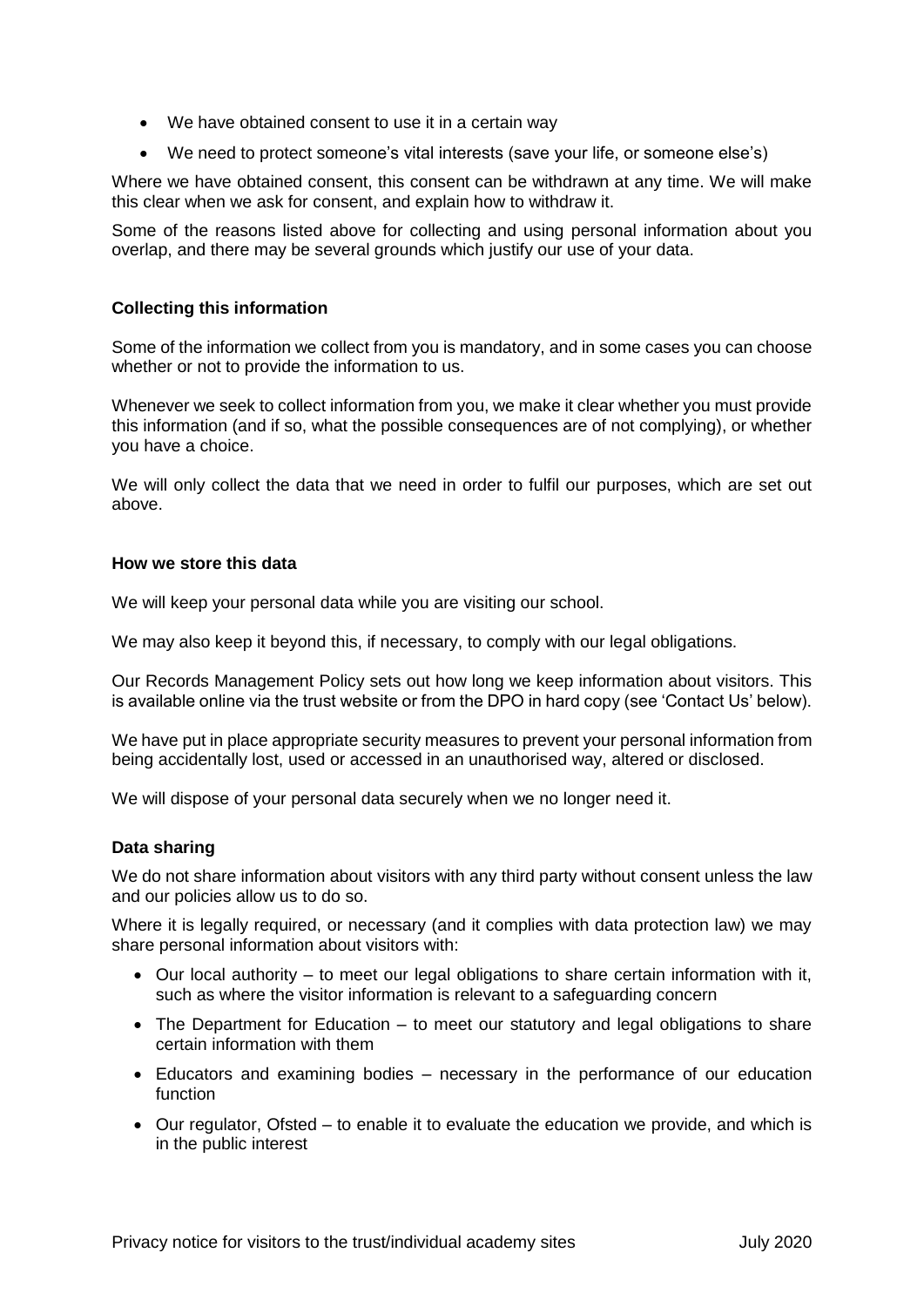- We have obtained consent to use it in a certain way
- We need to protect someone's vital interests (save your life, or someone else's)

Where we have obtained consent, this consent can be withdrawn at any time. We will make this clear when we ask for consent, and explain how to withdraw it.

Some of the reasons listed above for collecting and using personal information about you overlap, and there may be several grounds which justify our use of your data.

### Collecting this information

Some of the information we collect from you is mandatory, and in some cases you can choose whether or not to provide the information to us.

Whenever we seek to collect information from you, we make it clear whether you must provide this information (and if so, what the possible consequences are of not complying), or whether you have a choice.

We will only collect the data that we need in order to fulfil our purposes, which are set out above.

### How we store this data

We will keep your personal data while you are visiting our school.

We may also keep it beyond this, if necessary, to comply with our legal obligations.

Our Records Management Policy sets out how long we keep information about visitors. This is available online via the trust website or from the DPO in hard copy (see 'Contact Us' below).

We have put in place appropriate security measures to prevent your personal information from being accidentally lost, used or accessed in an unauthorised way, altered or disclosed.

We will dispose of your personal data securely when we no longer need it.

### Data sharing

We do not share information about visitors with any third party without consent unless the law and our policies allow us to do so.

Where it is legally required, or necessary (and it complies with data protection law) we may share personal information about visitors with:

- Our local authority – to meet our legal obligations to share certain information with it, such as where the visitor information is relevant to a safeguarding concern
- The Department for Education – to meet our statutory and legal obligations to share certain information with them
- Educators and examining bodies – necessary in the performance of our education function
- Our regulator, Ofsted – to enable it to evaluate the education we provide, and which is in the public interest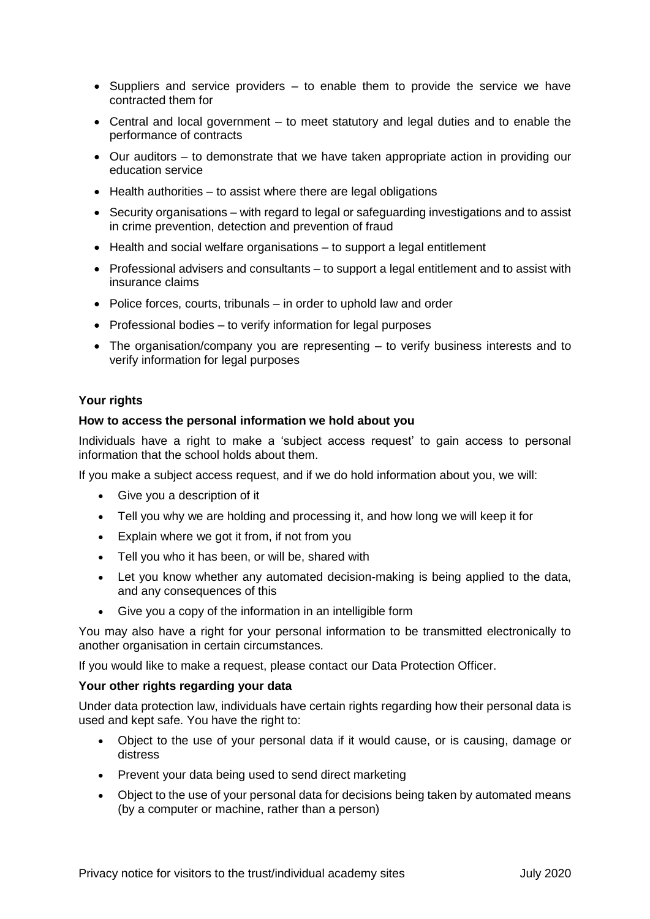- Suppliers and service providers – to enable them to provide the service we have contracted them for
- Central and local government – to meet statutory and legal duties and to enable the performance of contracts
- Our auditors – to demonstrate that we have taken appropriate action in providing our education service
- Health authorities – to assist where there are legal obligations
- Security organisations – with regard to legal or safeguarding investigations and to assist in crime prevention, detection and prevention of fraud
- Health and social welfare organisations – to support a legal entitlement
- Professional advisers and consultants – to support a legal entitlement and to assist with insurance claims
- Police forces, courts, tribunals – in order to uphold law and order
- Professional bodies – to verify information for legal purposes
- The organisation/company you are representing – to verify business interests and to verify information for legal purposes

**Your rights**

**How to access the personal information we hold about you**

Individuals have a right to make a 'subject access request' to gain access to personal information that the school holds about them.

If you make a subject access request, and if we do hold information about you, we will:

- Give you a description of it
- Tell you why we are holding and processing it, and how long we will keep it for
- Explain where we got it from, if not from you
- Tell you who it has been, or will be, shared with
- Let you know whether any automated decision-making is being applied to the data, and any consequences of this
- Give you a copy of the information in an intelligible form

You may also have a right for your personal information to be transmitted electronically to another organisation in certain circumstances.

If you would like to make a request, please contact our Data Protection Officer.

**Your other rights regarding your data**

Under data protection law, individuals have certain rights regarding how their personal data is used and kept safe. You have the right to:

- Object to the use of your personal data if it would cause, or is causing, damage or distress
- Prevent your data being used to send direct marketing
- Object to the use of your personal data for decisions being taken by automated means (by a computer or machine, rather than a person)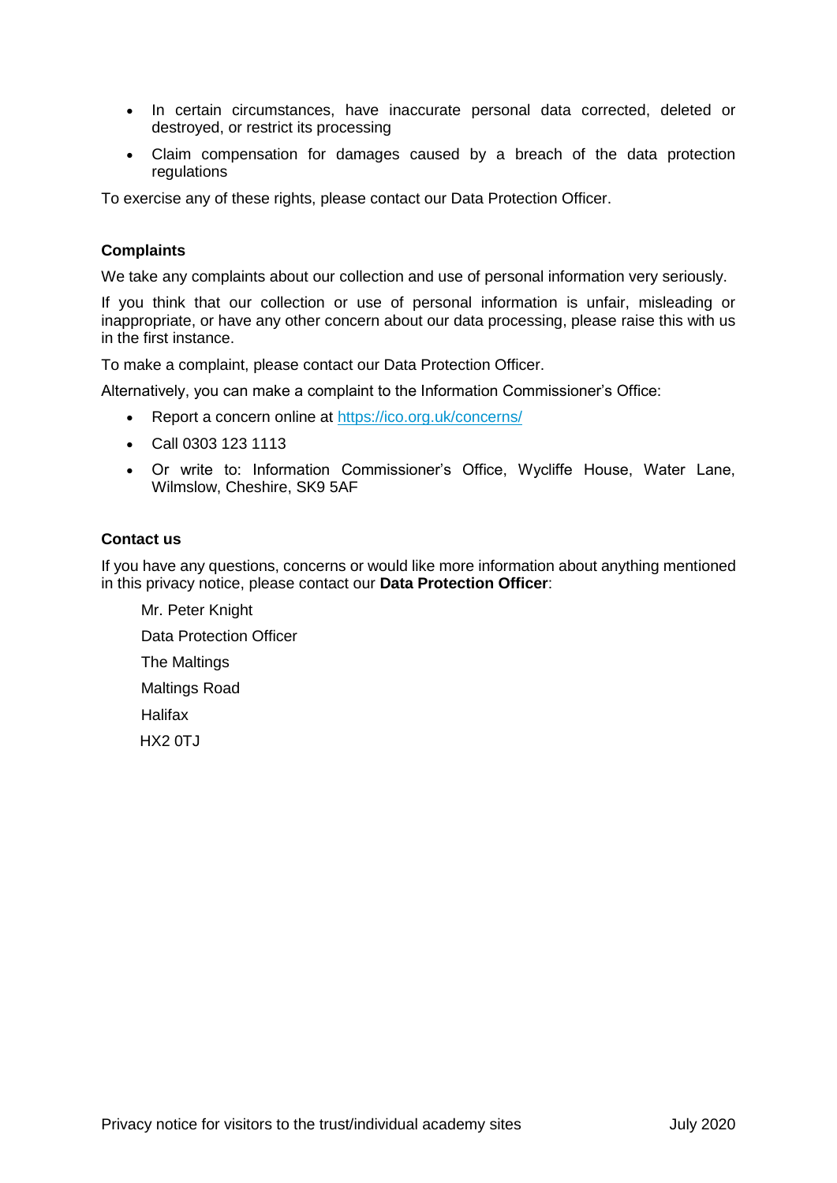- In certain circumstances, have inaccurate personal data corrected, deleted or destroyed, or restrict its processing
- Claim compensation for damages caused by a breach of the data protection regulations

To exercise any of these rights, please contact our Data Protection Officer.

**Complaints**

We take any complaints about our collection and use of personal information very seriously.

If you think that our collection or use of personal information is unfair, misleading or inappropriate, or have any other concern about our data processing, please raise this with us in the first instance.

To make a complaint, please contact our Data Protection Officer.

Alternatively, you can make a complaint to the Information Commissioner's Office:

- Report a concern online at https://ico.org.uk/concerns/
- Call 0303 123 1113
- Or write to: Information Commissioner's Office, Wycliffe House, Water Lane, Wilmslow, Cheshire, SK9 5AF

**Contact us**

If you have any questions, concerns or would like more information about anything mentioned in this privacy notice, please contact our **Data Protection Officer**:

Mr. Peter Knight
Data Protection Officer
The Maltings
Maltings Road
Halifax
HX2 0TJ